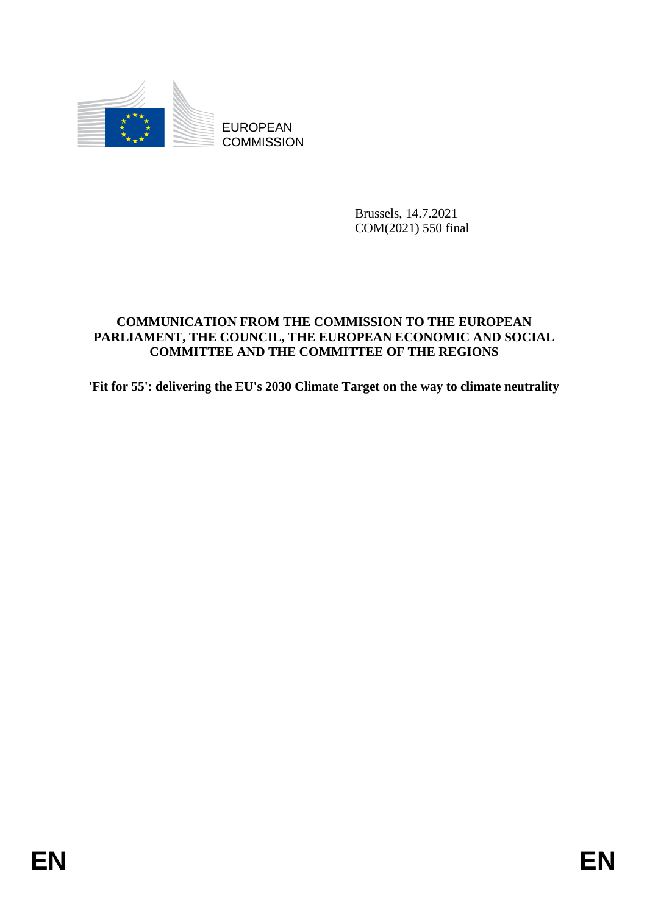EUROPEAN COMMISSION

Brussels, 14.7.2021
COM(2021) 550 final

**COMMUNICATION FROM THE COMMISSION TO THE EUROPEAN PARLIAMENT, THE COUNCIL, THE EUROPEAN ECONOMIC AND SOCIAL COMMITTEE AND THE COMMITTEE OF THE REGIONS**

**'Fit for 55': delivering the EU's 2030 Climate Target on the way to climate neutrality**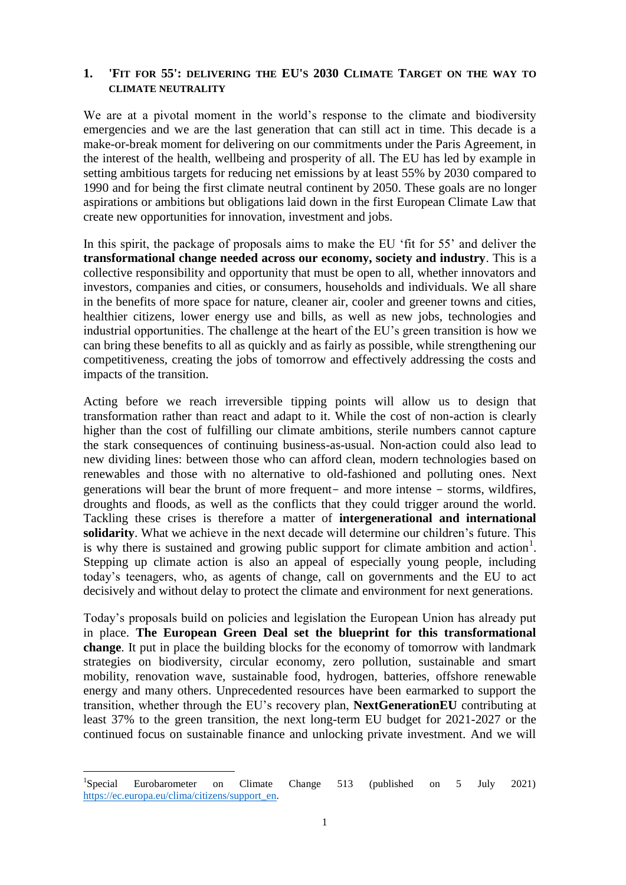## 1. 'FIT FOR 55': DELIVERING THE EU'S 2030 CLIMATE TARGET ON THE WAY TO CLIMATE NEUTRALITY

We are at a pivotal moment in the world's response to the climate and biodiversity emergencies and we are the last generation that can still act in time. This decade is a make-or-break moment for delivering on our commitments under the Paris Agreement, in the interest of the health, wellbeing and prosperity of all. The EU has led by example in setting ambitious targets for reducing net emissions by at least 55% by 2030 compared to 1990 and for being the first climate neutral continent by 2050. These goals are no longer aspirations or ambitions but obligations laid down in the first European Climate Law that create new opportunities for innovation, investment and jobs.

In this spirit, the package of proposals aims to make the EU 'fit for 55' and deliver the **transformational change needed across our economy, society and industry**. This is a collective responsibility and opportunity that must be open to all, whether innovators and investors, companies and cities, or consumers, households and individuals. We all share in the benefits of more space for nature, cleaner air, cooler and greener towns and cities, healthier citizens, lower energy use and bills, as well as new jobs, technologies and industrial opportunities. The challenge at the heart of the EU's green transition is how we can bring these benefits to all as quickly and as fairly as possible, while strengthening our competitiveness, creating the jobs of tomorrow and effectively addressing the costs and impacts of the transition.

Acting before we reach irreversible tipping points will allow us to design that transformation rather than react and adapt to it. While the cost of non-action is clearly higher than the cost of fulfilling our climate ambitions, sterile numbers cannot capture the stark consequences of continuing business-as-usual. Non-action could also lead to new dividing lines: between those who can afford clean, modern technologies based on renewables and those with no alternative to old-fashioned and polluting ones. Next generations will bear the brunt of more frequent – and more intense – storms, wildfires, droughts and floods, as well as the conflicts that they could trigger around the world. Tackling these crises is therefore a matter of **intergenerational and international solidarity**. What we achieve in the next decade will determine our children's future. This is why there is sustained and growing public support for climate ambition and action[1]. Stepping up climate action is also an appeal of especially young people, including today's teenagers, who, as agents of change, call on governments and the EU to act decisively and without delay to protect the climate and environment for next generations.

Today's proposals build on policies and legislation the European Union has already put in place. **The European Green Deal set the blueprint for this transformational change**. It put in place the building blocks for the economy of tomorrow with landmark strategies on biodiversity, circular economy, zero pollution, sustainable and smart mobility, renovation wave, sustainable food, hydrogen, batteries, offshore renewable energy and many others. Unprecedented resources have been earmarked to support the transition, whether through the EU's recovery plan, **NextGenerationEU** contributing at least 37% to the green transition, the next long-term EU budget for 2021-2027 or the continued focus on sustainable finance and unlocking private investment. And we will

---

[1] Special Eurobarometer on Climate Change 513 (published on 5 July 2021) https://ec.europa.eu/clima/citizens/support_en.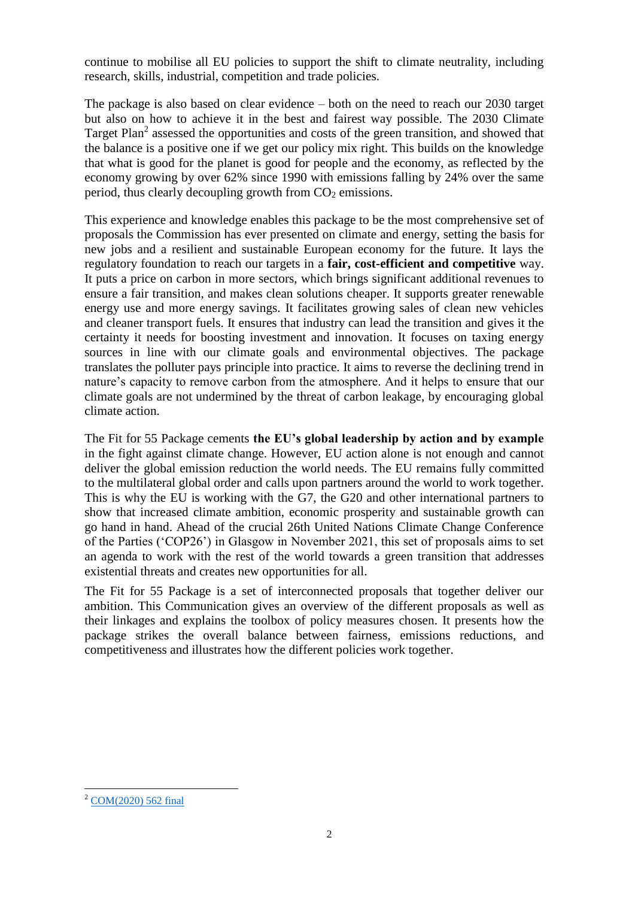continue to mobilise all EU policies to support the shift to climate neutrality, including research, skills, industrial, competition and trade policies.

The package is also based on clear evidence – both on the need to reach our 2030 target but also on how to achieve it in the best and fairest way possible. The 2030 Climate Target Plan[2] assessed the opportunities and costs of the green transition, and showed that the balance is a positive one if we get our policy mix right. This builds on the knowledge that what is good for the planet is good for people and the economy, as reflected by the economy growing by over 62% since 1990 with emissions falling by 24% over the same period, thus clearly decoupling growth from $CO_2$ emissions.

This experience and knowledge enables this package to be the most comprehensive set of proposals the Commission has ever presented on climate and energy, setting the basis for new jobs and a resilient and sustainable European economy for the future. It lays the regulatory foundation to reach our targets in a **fair, cost-efficient and competitive** way. It puts a price on carbon in more sectors, which brings significant additional revenues to ensure a fair transition, and makes clean solutions cheaper. It supports greater renewable energy use and more energy savings. It facilitates growing sales of clean new vehicles and cleaner transport fuels. It ensures that industry can lead the transition and gives it the certainty it needs for boosting investment and innovation. It focuses on taxing energy sources in line with our climate goals and environmental objectives. The package translates the polluter pays principle into practice. It aims to reverse the declining trend in nature's capacity to remove carbon from the atmosphere. And it helps to ensure that our climate goals are not undermined by the threat of carbon leakage, by encouraging global climate action.

The Fit for 55 Package cements **the EU's global leadership by action and by example** in the fight against climate change. However, EU action alone is not enough and cannot deliver the global emission reduction the world needs. The EU remains fully committed to the multilateral global order and calls upon partners around the world to work together. This is why the EU is working with the G7, the G20 and other international partners to show that increased climate ambition, economic prosperity and sustainable growth can go hand in hand. Ahead of the crucial 26th United Nations Climate Change Conference of the Parties ('COP26') in Glasgow in November 2021, this set of proposals aims to set an agenda to work with the rest of the world towards a green transition that addresses existential threats and creates new opportunities for all.

The Fit for 55 Package is a set of interconnected proposals that together deliver our ambition. This Communication gives an overview of the different proposals as well as their linkages and explains the toolbox of policy measures chosen. It presents how the package strikes the overall balance between fairness, emissions reductions, and competitiveness and illustrates how the different policies work together.

[2] COM(2020) 562 final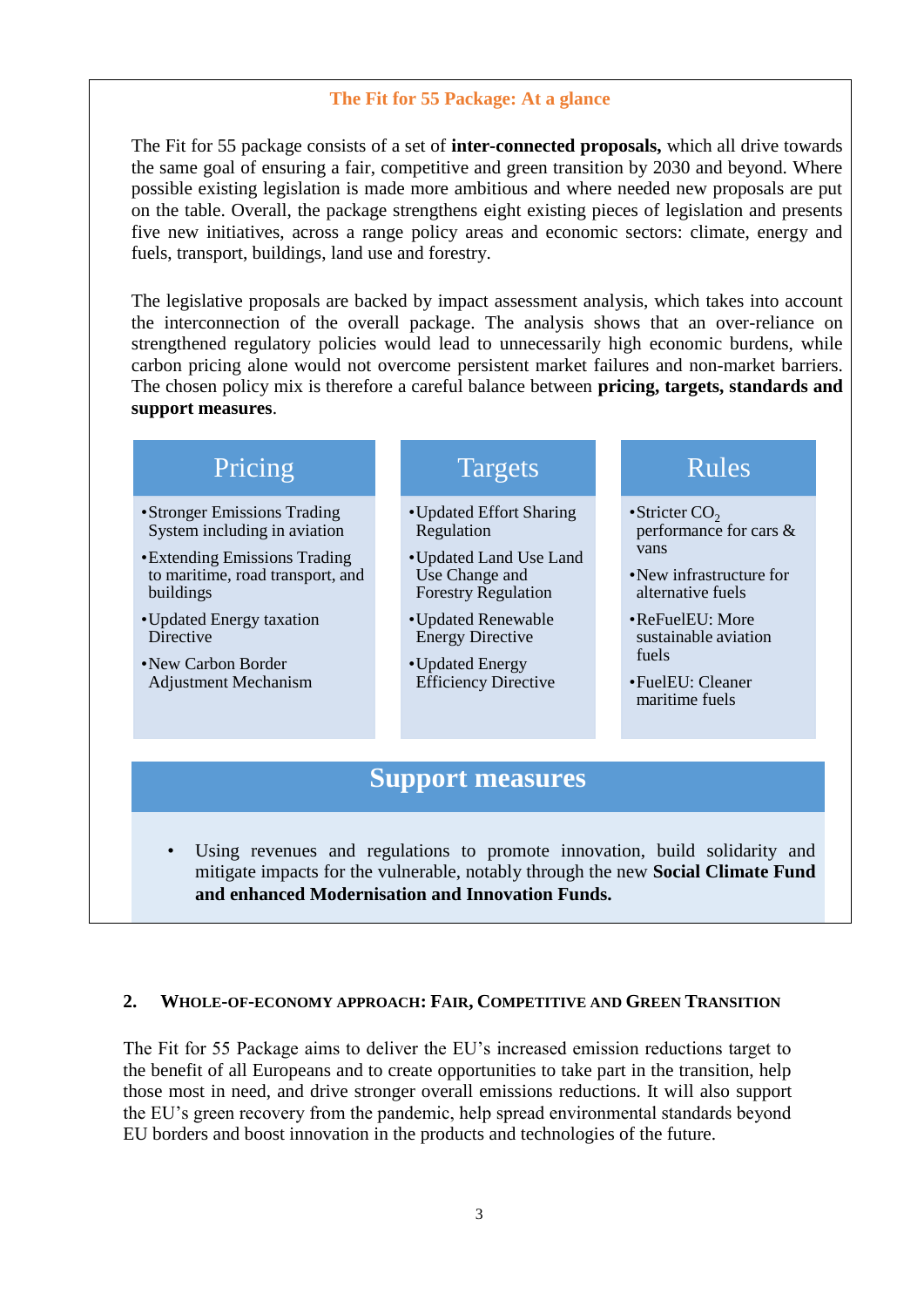**The Fit for 55 Package: At a glance**

The Fit for 55 package consists of a set of **inter-connected proposals,** which all drive towards the same goal of ensuring a fair, competitive and green transition by 2030 and beyond. Where possible existing legislation is made more ambitious and where needed new proposals are put on the table. Overall, the package strengthens eight existing pieces of legislation and presents five new initiatives, across a range policy areas and economic sectors: climate, energy and fuels, transport, buildings, land use and forestry.

The legislative proposals are backed by impact assessment analysis, which takes into account the interconnection of the overall package. The analysis shows that an over-reliance on strengthened regulatory policies would lead to unnecessarily high economic burdens, while carbon pricing alone would not overcome persistent market failures and non-market barriers. The chosen policy mix is therefore a careful balance between **pricing, targets, standards and support measures**.

| Pricing | Targets | Rules |
|---|---|---|
| • Stronger Emissions Trading System including in aviation | • Updated Effort Sharing Regulation | • Stricter $CO_2$ performance for cars & vans |
| • Extending Emissions Trading to maritime, road transport, and buildings | • Updated Land Use Land Use Change and Forestry Regulation | • New infrastructure for alternative fuels |
| • Updated Energy taxation Directive | • Updated Renewable Energy Directive | • ReFuelEU: More sustainable aviation fuels |
| • New Carbon Border Adjustment Mechanism | • Updated Energy Efficiency Directive | • FuelEU: Cleaner maritime fuels |

**Support measures**

- Using revenues and regulations to promote innovation, build solidarity and mitigate impacts for the vulnerable, notably through the new **Social Climate Fund and enhanced Modernisation and Innovation Funds.**

## 2. Whole-of-economy approach: Fair, Competitive and Green Transition

The Fit for 55 Package aims to deliver the EU's increased emission reductions target to the benefit of all Europeans and to create opportunities to take part in the transition, help those most in need, and drive stronger overall emissions reductions. It will also support the EU's green recovery from the pandemic, help spread environmental standards beyond EU borders and boost innovation in the products and technologies of the future.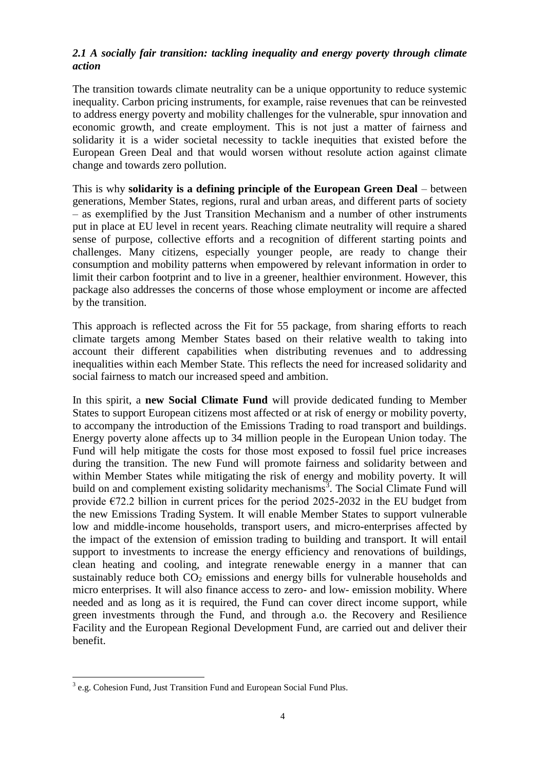### *2.1 A socially fair transition: tackling inequality and energy poverty through climate action*

The transition towards climate neutrality can be a unique opportunity to reduce systemic inequality. Carbon pricing instruments, for example, raise revenues that can be reinvested to address energy poverty and mobility challenges for the vulnerable, spur innovation and economic growth, and create employment. This is not just a matter of fairness and solidarity it is a wider societal necessity to tackle inequities that existed before the European Green Deal and that would worsen without resolute action against climate change and towards zero pollution.

This is why **solidarity is a defining principle of the European Green Deal** – between generations, Member States, regions, rural and urban areas, and different parts of society – as exemplified by the Just Transition Mechanism and a number of other instruments put in place at EU level in recent years. Reaching climate neutrality will require a shared sense of purpose, collective efforts and a recognition of different starting points and challenges. Many citizens, especially younger people, are ready to change their consumption and mobility patterns when empowered by relevant information in order to limit their carbon footprint and to live in a greener, healthier environment. However, this package also addresses the concerns of those whose employment or income are affected by the transition.

This approach is reflected across the Fit for 55 package, from sharing efforts to reach climate targets among Member States based on their relative wealth to taking into account their different capabilities when distributing revenues and to addressing inequalities within each Member State. This reflects the need for increased solidarity and social fairness to match our increased speed and ambition.

In this spirit, a **new Social Climate Fund** will provide dedicated funding to Member States to support European citizens most affected or at risk of energy or mobility poverty, to accompany the introduction of the Emissions Trading to road transport and buildings. Energy poverty alone affects up to 34 million people in the European Union today. The Fund will help mitigate the costs for those most exposed to fossil fuel price increases during the transition. The new Fund will promote fairness and solidarity between and within Member States while mitigating the risk of energy and mobility poverty. It will build on and complement existing solidarity mechanisms[3]. The Social Climate Fund will provide €72.2 billion in current prices for the period 2025-2032 in the EU budget from the new Emissions Trading System. It will enable Member States to support vulnerable low and middle-income households, transport users, and micro-enterprises affected by the impact of the extension of emission trading to building and transport. It will entail support to investments to increase the energy efficiency and renovations of buildings, clean heating and cooling, and integrate renewable energy in a manner that can sustainably reduce both $CO_2$ emissions and energy bills for vulnerable households and micro enterprises. It will also finance access to zero- and low- emission mobility. Where needed and as long as it is required, the Fund can cover direct income support, while green investments through the Fund, and through a.o. the Recovery and Resilience Facility and the European Regional Development Fund, are carried out and deliver their benefit.

[3] e.g. Cohesion Fund, Just Transition Fund and European Social Fund Plus.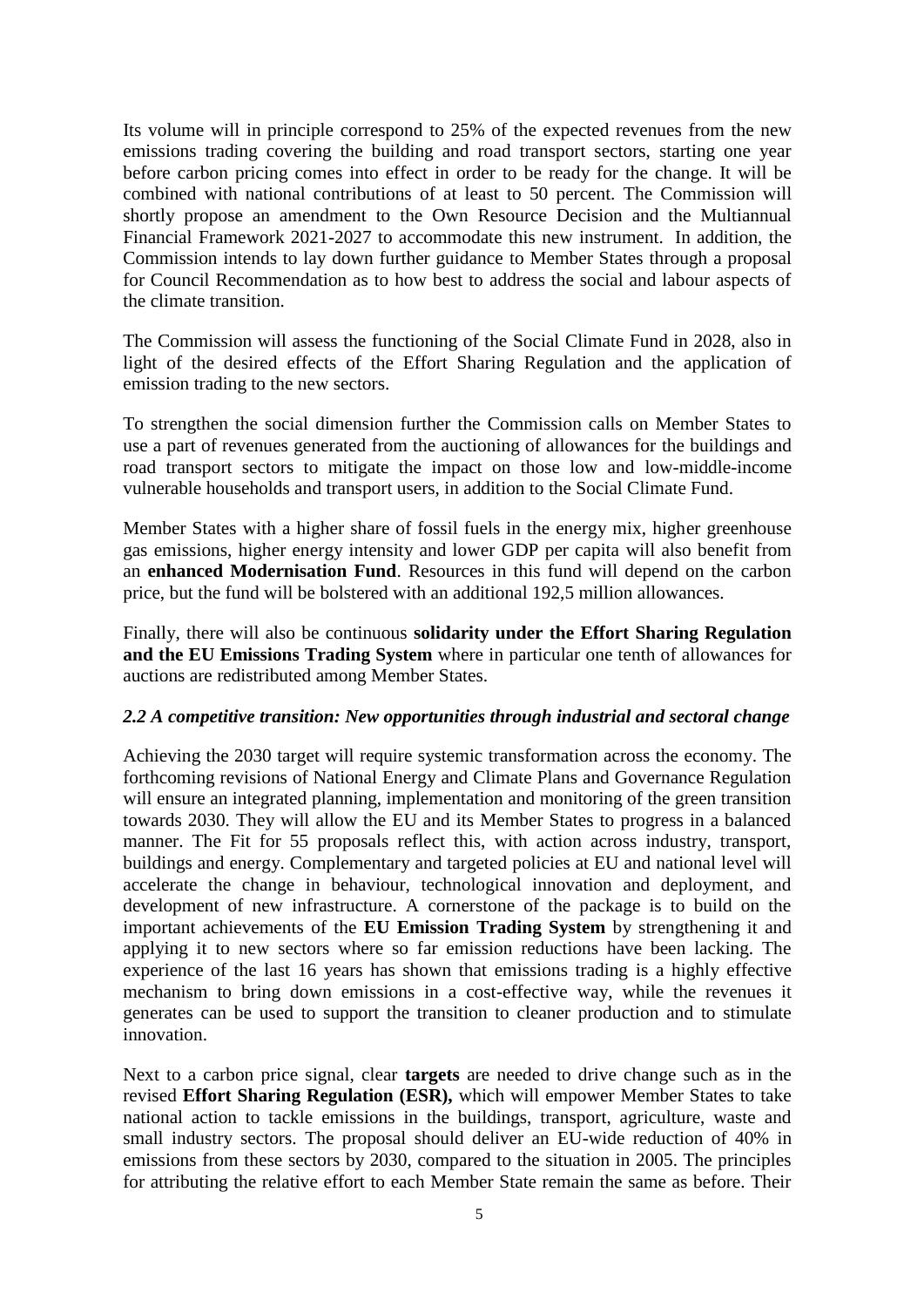Its volume will in principle correspond to 25% of the expected revenues from the new emissions trading covering the building and road transport sectors, starting one year before carbon pricing comes into effect in order to be ready for the change. It will be combined with national contributions of at least to 50 percent. The Commission will shortly propose an amendment to the Own Resource Decision and the Multiannual Financial Framework 2021-2027 to accommodate this new instrument. In addition, the Commission intends to lay down further guidance to Member States through a proposal for Council Recommendation as to how best to address the social and labour aspects of the climate transition.

The Commission will assess the functioning of the Social Climate Fund in 2028, also in light of the desired effects of the Effort Sharing Regulation and the application of emission trading to the new sectors.

To strengthen the social dimension further the Commission calls on Member States to use a part of revenues generated from the auctioning of allowances for the buildings and road transport sectors to mitigate the impact on those low and low-middle-income vulnerable households and transport users, in addition to the Social Climate Fund.

Member States with a higher share of fossil fuels in the energy mix, higher greenhouse gas emissions, higher energy intensity and lower GDP per capita will also benefit from an **enhanced Modernisation Fund**. Resources in this fund will depend on the carbon price, but the fund will be bolstered with an additional 192,5 million allowances.

Finally, there will also be continuous **solidarity under the Effort Sharing Regulation and the EU Emissions Trading System** where in particular one tenth of allowances for auctions are redistributed among Member States.

### *2.2 A competitive transition: New opportunities through industrial and sectoral change*

Achieving the 2030 target will require systemic transformation across the economy. The forthcoming revisions of National Energy and Climate Plans and Governance Regulation will ensure an integrated planning, implementation and monitoring of the green transition towards 2030. They will allow the EU and its Member States to progress in a balanced manner. The Fit for 55 proposals reflect this, with action across industry, transport, buildings and energy. Complementary and targeted policies at EU and national level will accelerate the change in behaviour, technological innovation and deployment, and development of new infrastructure. A cornerstone of the package is to build on the important achievements of the **EU Emission Trading System** by strengthening it and applying it to new sectors where so far emission reductions have been lacking. The experience of the last 16 years has shown that emissions trading is a highly effective mechanism to bring down emissions in a cost-effective way, while the revenues it generates can be used to support the transition to cleaner production and to stimulate innovation.

Next to a carbon price signal, clear **targets** are needed to drive change such as in the revised **Effort Sharing Regulation (ESR),** which will empower Member States to take national action to tackle emissions in the buildings, transport, agriculture, waste and small industry sectors. The proposal should deliver an EU-wide reduction of 40% in emissions from these sectors by 2030, compared to the situation in 2005. The principles for attributing the relative effort to each Member State remain the same as before. Their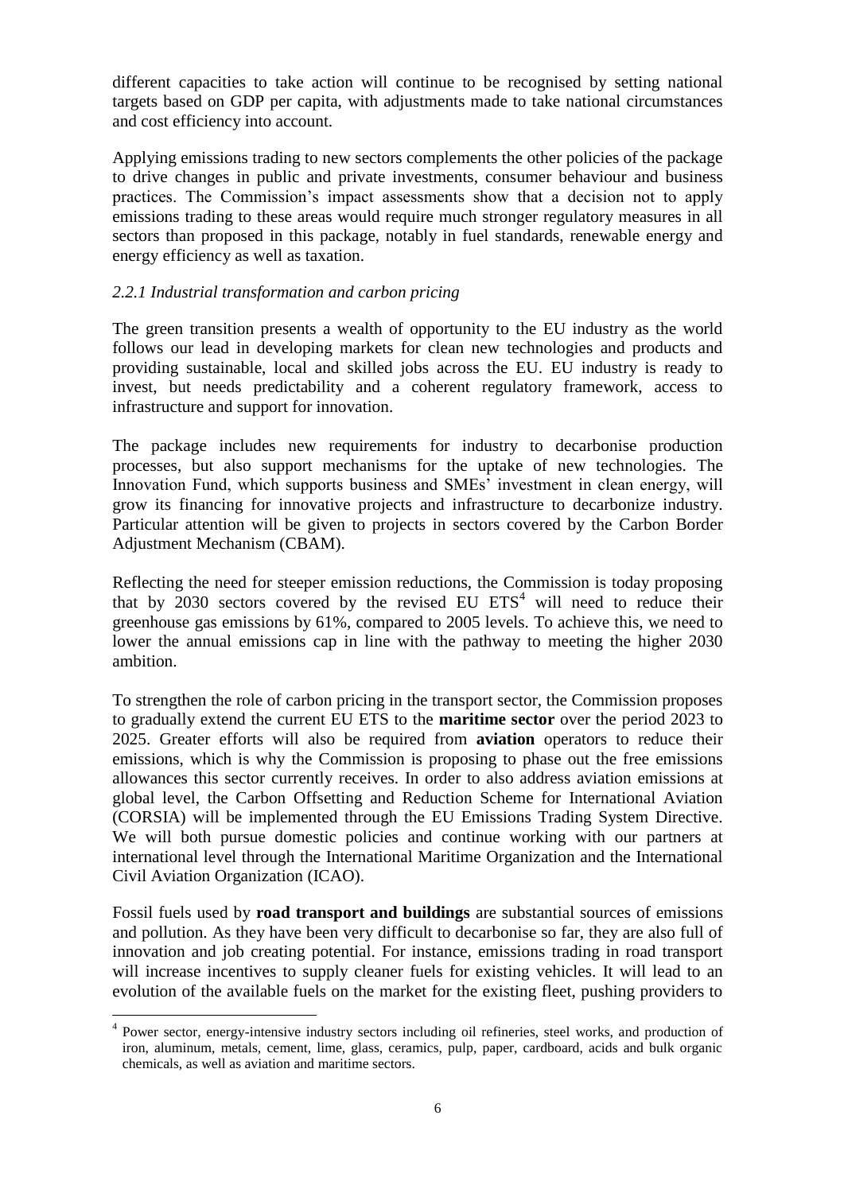different capacities to take action will continue to be recognised by setting national targets based on GDP per capita, with adjustments made to take national circumstances and cost efficiency into account.

Applying emissions trading to new sectors complements the other policies of the package to drive changes in public and private investments, consumer behaviour and business practices. The Commission's impact assessments show that a decision not to apply emissions trading to these areas would require much stronger regulatory measures in all sectors than proposed in this package, notably in fuel standards, renewable energy and energy efficiency as well as taxation.

### *2.2.1 Industrial transformation and carbon pricing*

The green transition presents a wealth of opportunity to the EU industry as the world follows our lead in developing markets for clean new technologies and products and providing sustainable, local and skilled jobs across the EU. EU industry is ready to invest, but needs predictability and a coherent regulatory framework, access to infrastructure and support for innovation.

The package includes new requirements for industry to decarbonise production processes, but also support mechanisms for the uptake of new technologies. The Innovation Fund, which supports business and SMEs' investment in clean energy, will grow its financing for innovative projects and infrastructure to decarbonize industry. Particular attention will be given to projects in sectors covered by the Carbon Border Adjustment Mechanism (CBAM).

Reflecting the need for steeper emission reductions, the Commission is today proposing that by 2030 sectors covered by the revised EU ETS[4] will need to reduce their greenhouse gas emissions by 61%, compared to 2005 levels. To achieve this, we need to lower the annual emissions cap in line with the pathway to meeting the higher 2030 ambition.

To strengthen the role of carbon pricing in the transport sector, the Commission proposes to gradually extend the current EU ETS to the **maritime sector** over the period 2023 to 2025. Greater efforts will also be required from **aviation** operators to reduce their emissions, which is why the Commission is proposing to phase out the free emissions allowances this sector currently receives. In order to also address aviation emissions at global level, the Carbon Offsetting and Reduction Scheme for International Aviation (CORSIA) will be implemented through the EU Emissions Trading System Directive. We will both pursue domestic policies and continue working with our partners at international level through the International Maritime Organization and the International Civil Aviation Organization (ICAO).

Fossil fuels used by **road transport and buildings** are substantial sources of emissions and pollution. As they have been very difficult to decarbonise so far, they are also full of innovation and job creating potential. For instance, emissions trading in road transport will increase incentives to supply cleaner fuels for existing vehicles. It will lead to an evolution of the available fuels on the market for the existing fleet, pushing providers to

[4] Power sector, energy-intensive industry sectors including oil refineries, steel works, and production of iron, aluminum, metals, cement, lime, glass, ceramics, pulp, paper, cardboard, acids and bulk organic chemicals, as well as aviation and maritime sectors.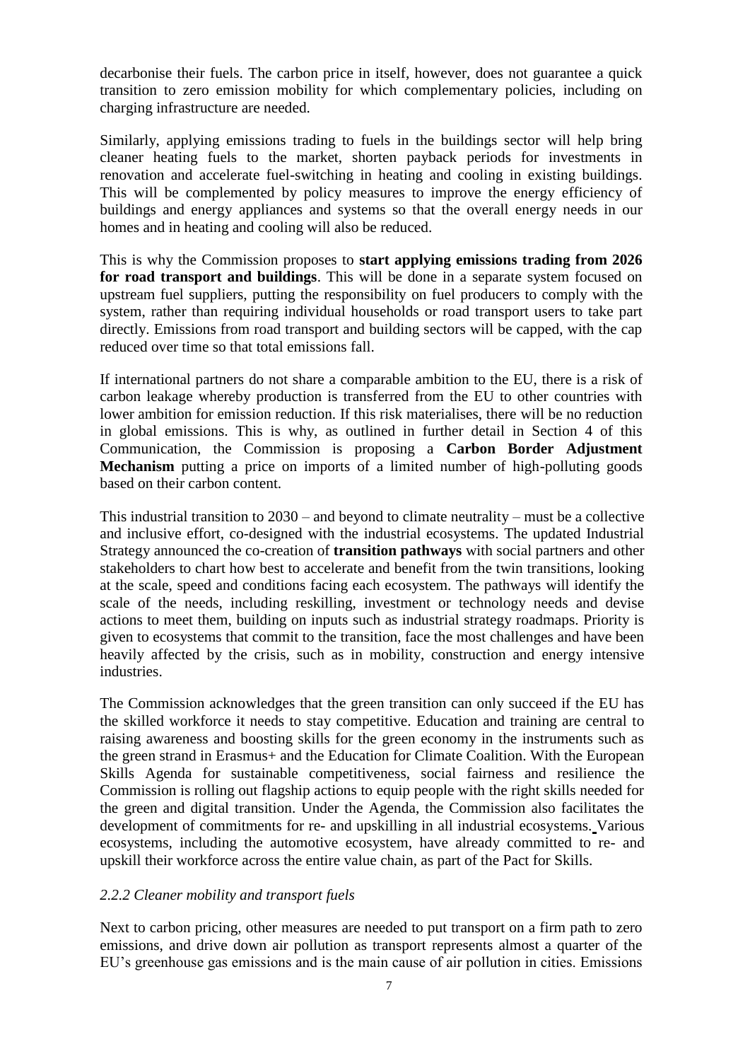decarbonise their fuels. The carbon price in itself, however, does not guarantee a quick transition to zero emission mobility for which complementary policies, including on charging infrastructure are needed.

Similarly, applying emissions trading to fuels in the buildings sector will help bring cleaner heating fuels to the market, shorten payback periods for investments in renovation and accelerate fuel-switching in heating and cooling in existing buildings. This will be complemented by policy measures to improve the energy efficiency of buildings and energy appliances and systems so that the overall energy needs in our homes and in heating and cooling will also be reduced.

This is why the Commission proposes to **start applying emissions trading from 2026 for road transport and buildings**. This will be done in a separate system focused on upstream fuel suppliers, putting the responsibility on fuel producers to comply with the system, rather than requiring individual households or road transport users to take part directly. Emissions from road transport and building sectors will be capped, with the cap reduced over time so that total emissions fall.

If international partners do not share a comparable ambition to the EU, there is a risk of carbon leakage whereby production is transferred from the EU to other countries with lower ambition for emission reduction. If this risk materialises, there will be no reduction in global emissions. This is why, as outlined in further detail in Section 4 of this Communication, the Commission is proposing a **Carbon Border Adjustment Mechanism** putting a price on imports of a limited number of high-polluting goods based on their carbon content.

This industrial transition to 2030 – and beyond to climate neutrality – must be a collective and inclusive effort, co-designed with the industrial ecosystems. The updated Industrial Strategy announced the co-creation of **transition pathways** with social partners and other stakeholders to chart how best to accelerate and benefit from the twin transitions, looking at the scale, speed and conditions facing each ecosystem. The pathways will identify the scale of the needs, including reskilling, investment or technology needs and devise actions to meet them, building on inputs such as industrial strategy roadmaps. Priority is given to ecosystems that commit to the transition, face the most challenges and have been heavily affected by the crisis, such as in mobility, construction and energy intensive industries.

The Commission acknowledges that the green transition can only succeed if the EU has the skilled workforce it needs to stay competitive. Education and training are central to raising awareness and boosting skills for the green economy in the instruments such as the green strand in Erasmus+ and the Education for Climate Coalition. With the European Skills Agenda for sustainable competitiveness, social fairness and resilience the Commission is rolling out flagship actions to equip people with the right skills needed for the green and digital transition. Under the Agenda, the Commission also facilitates the development of commitments for re- and upskilling in all industrial ecosystems. Various ecosystems, including the automotive ecosystem, have already committed to re- and upskill their workforce across the entire value chain, as part of the Pact for Skills.

### *2.2.2 Cleaner mobility and transport fuels*

Next to carbon pricing, other measures are needed to put transport on a firm path to zero emissions, and drive down air pollution as transport represents almost a quarter of the EU's greenhouse gas emissions and is the main cause of air pollution in cities. Emissions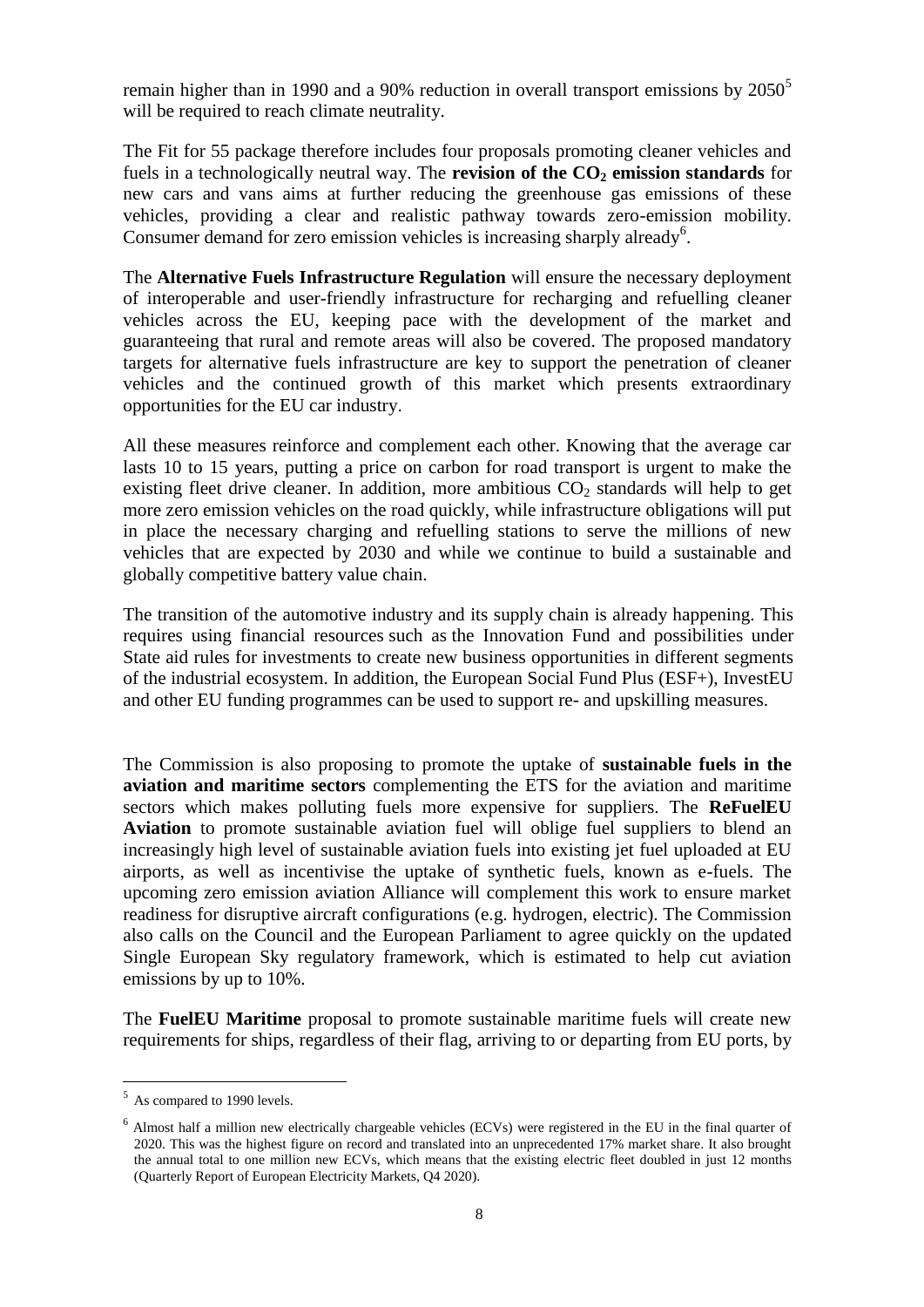remain higher than in 1990 and a 90% reduction in overall transport emissions by 2050[5] will be required to reach climate neutrality.

The Fit for 55 package therefore includes four proposals promoting cleaner vehicles and fuels in a technologically neutral way. The **revision of the $CO_2$ emission standards** for new cars and vans aims at further reducing the greenhouse gas emissions of these vehicles, providing a clear and realistic pathway towards zero-emission mobility. Consumer demand for zero emission vehicles is increasing sharply already[6].

The **Alternative Fuels Infrastructure Regulation** will ensure the necessary deployment of interoperable and user-friendly infrastructure for recharging and refuelling cleaner vehicles across the EU, keeping pace with the development of the market and guaranteeing that rural and remote areas will also be covered. The proposed mandatory targets for alternative fuels infrastructure are key to support the penetration of cleaner vehicles and the continued growth of this market which presents extraordinary opportunities for the EU car industry.

All these measures reinforce and complement each other. Knowing that the average car lasts 10 to 15 years, putting a price on carbon for road transport is urgent to make the existing fleet drive cleaner. In addition, more ambitious $CO_2$ standards will help to get more zero emission vehicles on the road quickly, while infrastructure obligations will put in place the necessary charging and refuelling stations to serve the millions of new vehicles that are expected by 2030 and while we continue to build a sustainable and globally competitive battery value chain.

The transition of the automotive industry and its supply chain is already happening. This requires using financial resources such as the Innovation Fund and possibilities under State aid rules for investments to create new business opportunities in different segments of the industrial ecosystem. In addition, the European Social Fund Plus (ESF+), InvestEU and other EU funding programmes can be used to support re- and upskilling measures.

The Commission is also proposing to promote the uptake of **sustainable fuels in the aviation and maritime sectors** complementing the ETS for the aviation and maritime sectors which makes polluting fuels more expensive for suppliers. The **ReFuelEU Aviation** to promote sustainable aviation fuel will oblige fuel suppliers to blend an increasingly high level of sustainable aviation fuels into existing jet fuel uploaded at EU airports, as well as incentivise the uptake of synthetic fuels, known as e-fuels. The upcoming zero emission aviation Alliance will complement this work to ensure market readiness for disruptive aircraft configurations (e.g. hydrogen, electric). The Commission also calls on the Council and the European Parliament to agree quickly on the updated Single European Sky regulatory framework, which is estimated to help cut aviation emissions by up to 10%.

The **FuelEU Maritime** proposal to promote sustainable maritime fuels will create new requirements for ships, regardless of their flag, arriving to or departing from EU ports, by

---

[5] As compared to 1990 levels.

[6] Almost half a million new electrically chargeable vehicles (ECVs) were registered in the EU in the final quarter of 2020. This was the highest figure on record and translated into an unprecedented 17% market share. It also brought the annual total to one million new ECVs, which means that the existing electric fleet doubled in just 12 months (Quarterly Report of European Electricity Markets, Q4 2020).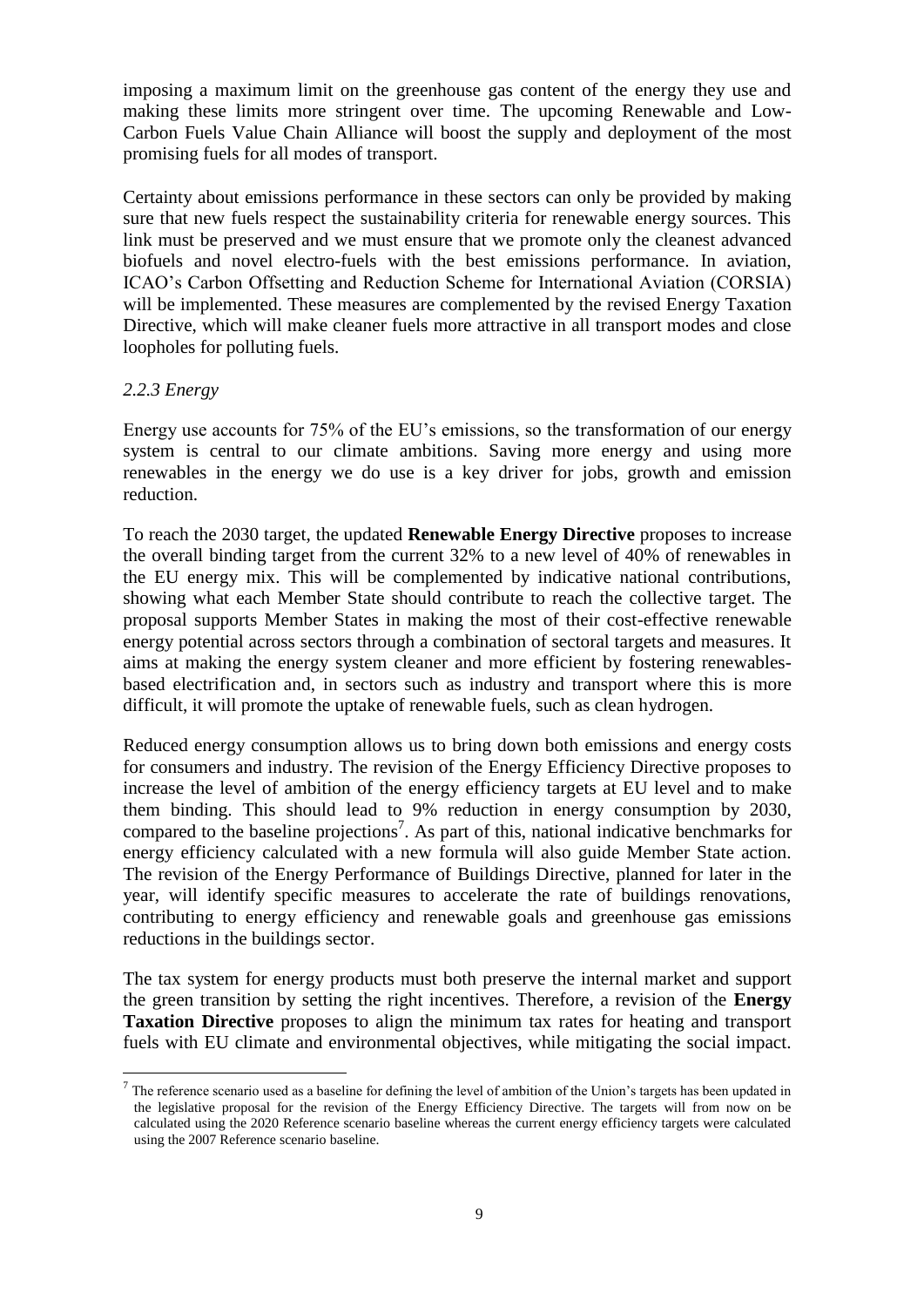imposing a maximum limit on the greenhouse gas content of the energy they use and making these limits more stringent over time. The upcoming Renewable and Low-Carbon Fuels Value Chain Alliance will boost the supply and deployment of the most promising fuels for all modes of transport.

Certainty about emissions performance in these sectors can only be provided by making sure that new fuels respect the sustainability criteria for renewable energy sources. This link must be preserved and we must ensure that we promote only the cleanest advanced biofuels and novel electro-fuels with the best emissions performance. In aviation, ICAO's Carbon Offsetting and Reduction Scheme for International Aviation (CORSIA) will be implemented. These measures are complemented by the revised Energy Taxation Directive, which will make cleaner fuels more attractive in all transport modes and close loopholes for polluting fuels.

### *2.2.3 Energy*

Energy use accounts for 75% of the EU's emissions, so the transformation of our energy system is central to our climate ambitions. Saving more energy and using more renewables in the energy we do use is a key driver for jobs, growth and emission reduction.

To reach the 2030 target, the updated **Renewable Energy Directive** proposes to increase the overall binding target from the current 32% to a new level of 40% of renewables in the EU energy mix. This will be complemented by indicative national contributions, showing what each Member State should contribute to reach the collective target. The proposal supports Member States in making the most of their cost-effective renewable energy potential across sectors through a combination of sectoral targets and measures. It aims at making the energy system cleaner and more efficient by fostering renewables-based electrification and, in sectors such as industry and transport where this is more difficult, it will promote the uptake of renewable fuels, such as clean hydrogen.

Reduced energy consumption allows us to bring down both emissions and energy costs for consumers and industry. The revision of the Energy Efficiency Directive proposes to increase the level of ambition of the energy efficiency targets at EU level and to make them binding. This should lead to 9% reduction in energy consumption by 2030, compared to the baseline projections[7]. As part of this, national indicative benchmarks for energy efficiency calculated with a new formula will also guide Member State action. The revision of the Energy Performance of Buildings Directive, planned for later in the year, will identify specific measures to accelerate the rate of buildings renovations, contributing to energy efficiency and renewable goals and greenhouse gas emissions reductions in the buildings sector.

The tax system for energy products must both preserve the internal market and support the green transition by setting the right incentives. Therefore, a revision of the **Energy Taxation Directive** proposes to align the minimum tax rates for heating and transport fuels with EU climate and environmental objectives, while mitigating the social impact.

---

[7] The reference scenario used as a baseline for defining the level of ambition of the Union's targets has been updated in the legislative proposal for the revision of the Energy Efficiency Directive. The targets will from now on be calculated using the 2020 Reference scenario baseline whereas the current energy efficiency targets were calculated using the 2007 Reference scenario baseline.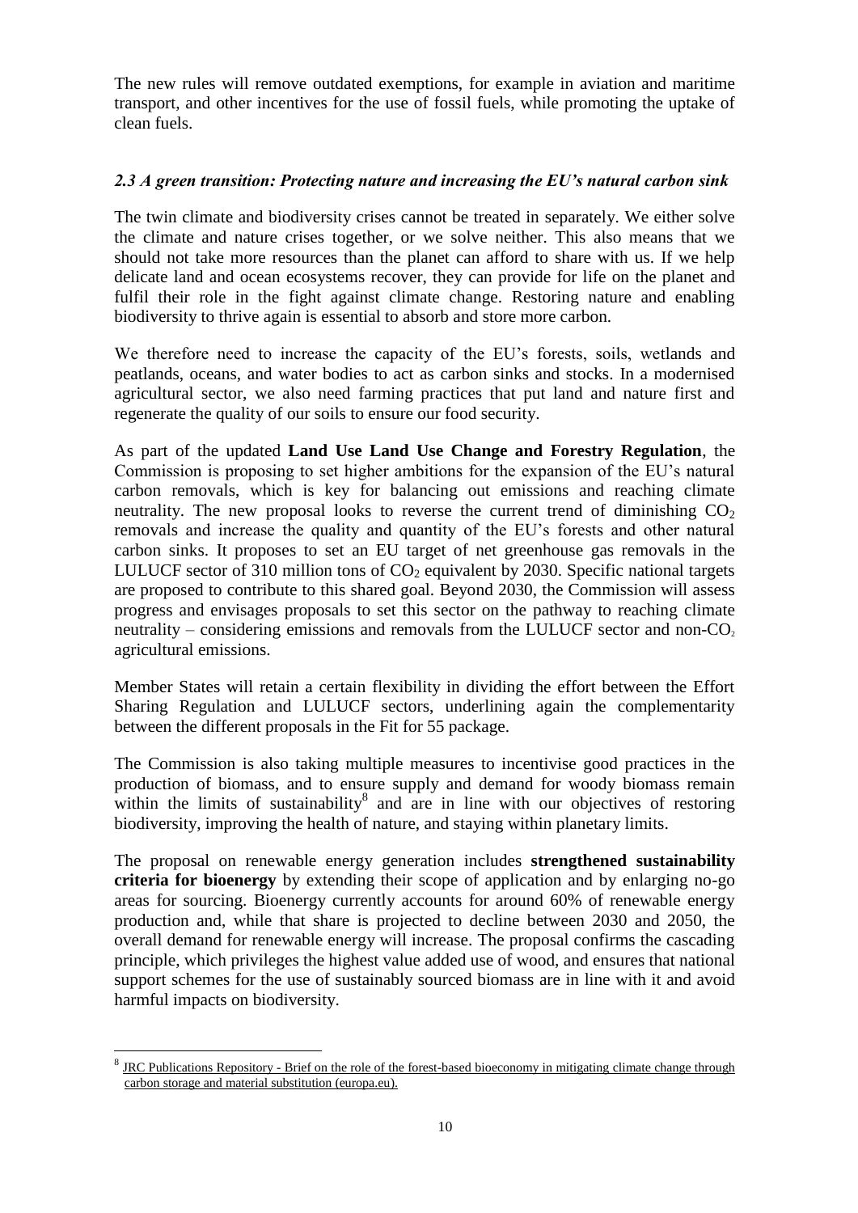The new rules will remove outdated exemptions, for example in aviation and maritime transport, and other incentives for the use of fossil fuels, while promoting the uptake of clean fuels.

### *2.3 A green transition: Protecting nature and increasing the EU's natural carbon sink*

The twin climate and biodiversity crises cannot be treated in separately. We either solve the climate and nature crises together, or we solve neither. This also means that we should not take more resources than the planet can afford to share with us. If we help delicate land and ocean ecosystems recover, they can provide for life on the planet and fulfil their role in the fight against climate change. Restoring nature and enabling biodiversity to thrive again is essential to absorb and store more carbon.

We therefore need to increase the capacity of the EU's forests, soils, wetlands and peatlands, oceans, and water bodies to act as carbon sinks and stocks. In a modernised agricultural sector, we also need farming practices that put land and nature first and regenerate the quality of our soils to ensure our food security.

As part of the updated **Land Use Land Use Change and Forestry Regulation**, the Commission is proposing to set higher ambitions for the expansion of the EU's natural carbon removals, which is key for balancing out emissions and reaching climate neutrality. The new proposal looks to reverse the current trend of diminishing $CO_2$ removals and increase the quality and quantity of the EU's forests and other natural carbon sinks. It proposes to set an EU target of net greenhouse gas removals in the LULUCF sector of 310 million tons of $CO_2$ equivalent by 2030. Specific national targets are proposed to contribute to this shared goal. Beyond 2030, the Commission will assess progress and envisages proposals to set this sector on the pathway to reaching climate neutrality – considering emissions and removals from the LULUCF sector and non-$CO_2$ agricultural emissions.

Member States will retain a certain flexibility in dividing the effort between the Effort Sharing Regulation and LULUCF sectors, underlining again the complementarity between the different proposals in the Fit for 55 package.

The Commission is also taking multiple measures to incentivise good practices in the production of biomass, and to ensure supply and demand for woody biomass remain within the limits of sustainability[8] and are in line with our objectives of restoring biodiversity, improving the health of nature, and staying within planetary limits.

The proposal on renewable energy generation includes **strengthened sustainability criteria for bioenergy** by extending their scope of application and by enlarging no-go areas for sourcing. Bioenergy currently accounts for around 60% of renewable energy production and, while that share is projected to decline between 2030 and 2050, the overall demand for renewable energy will increase. The proposal confirms the cascading principle, which privileges the highest value added use of wood, and ensures that national support schemes for the use of sustainably sourced biomass are in line with it and avoid harmful impacts on biodiversity.

---

[8] JRC Publications Repository - Brief on the role of the forest-based bioeconomy in mitigating climate change through carbon storage and material substitution (europa.eu).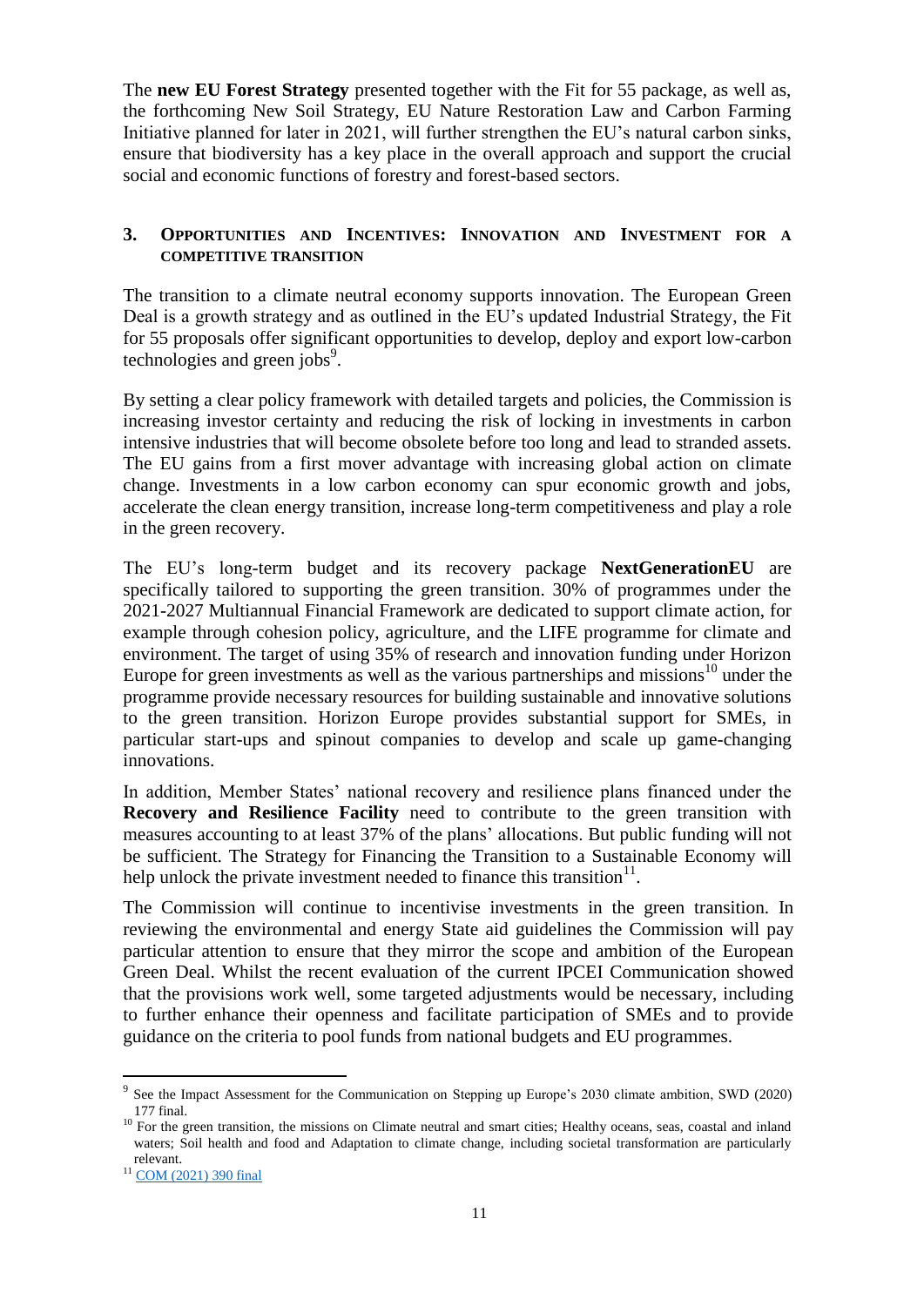The **new EU Forest Strategy** presented together with the Fit for 55 package, as well as, the forthcoming New Soil Strategy, EU Nature Restoration Law and Carbon Farming Initiative planned for later in 2021, will further strengthen the EU's natural carbon sinks, ensure that biodiversity has a key place in the overall approach and support the crucial social and economic functions of forestry and forest-based sectors.

## 3. Opportunities and Incentives: Innovation and Investment for a Competitive Transition

The transition to a climate neutral economy supports innovation. The European Green Deal is a growth strategy and as outlined in the EU's updated Industrial Strategy, the Fit for 55 proposals offer significant opportunities to develop, deploy and export low-carbon technologies and green jobs[9].

By setting a clear policy framework with detailed targets and policies, the Commission is increasing investor certainty and reducing the risk of locking in investments in carbon intensive industries that will become obsolete before too long and lead to stranded assets. The EU gains from a first mover advantage with increasing global action on climate change. Investments in a low carbon economy can spur economic growth and jobs, accelerate the clean energy transition, increase long-term competitiveness and play a role in the green recovery.

The EU's long-term budget and its recovery package **NextGenerationEU** are specifically tailored to supporting the green transition. 30% of programmes under the 2021-2027 Multiannual Financial Framework are dedicated to support climate action, for example through cohesion policy, agriculture, and the LIFE programme for climate and environment. The target of using 35% of research and innovation funding under Horizon Europe for green investments as well as the various partnerships and missions[10] under the programme provide necessary resources for building sustainable and innovative solutions to the green transition. Horizon Europe provides substantial support for SMEs, in particular start-ups and spinout companies to develop and scale up game-changing innovations.

In addition, Member States' national recovery and resilience plans financed under the **Recovery and Resilience Facility** need to contribute to the green transition with measures accounting to at least 37% of the plans' allocations. But public funding will not be sufficient. The Strategy for Financing the Transition to a Sustainable Economy will help unlock the private investment needed to finance this transition[11].

The Commission will continue to incentivise investments in the green transition. In reviewing the environmental and energy State aid guidelines the Commission will pay particular attention to ensure that they mirror the scope and ambition of the European Green Deal. Whilst the recent evaluation of the current IPCEI Communication showed that the provisions work well, some targeted adjustments would be necessary, including to further enhance their openness and facilitate participation of SMEs and to provide guidance on the criteria to pool funds from national budgets and EU programmes.

---

[9] See the Impact Assessment for the Communication on Stepping up Europe's 2030 climate ambition, SWD (2020) 177 final.

[10] For the green transition, the missions on Climate neutral and smart cities; Healthy oceans, seas, coastal and inland waters; Soil health and food and Adaptation to climate change, including societal transformation are particularly relevant.

[11] COM (2021) 390 final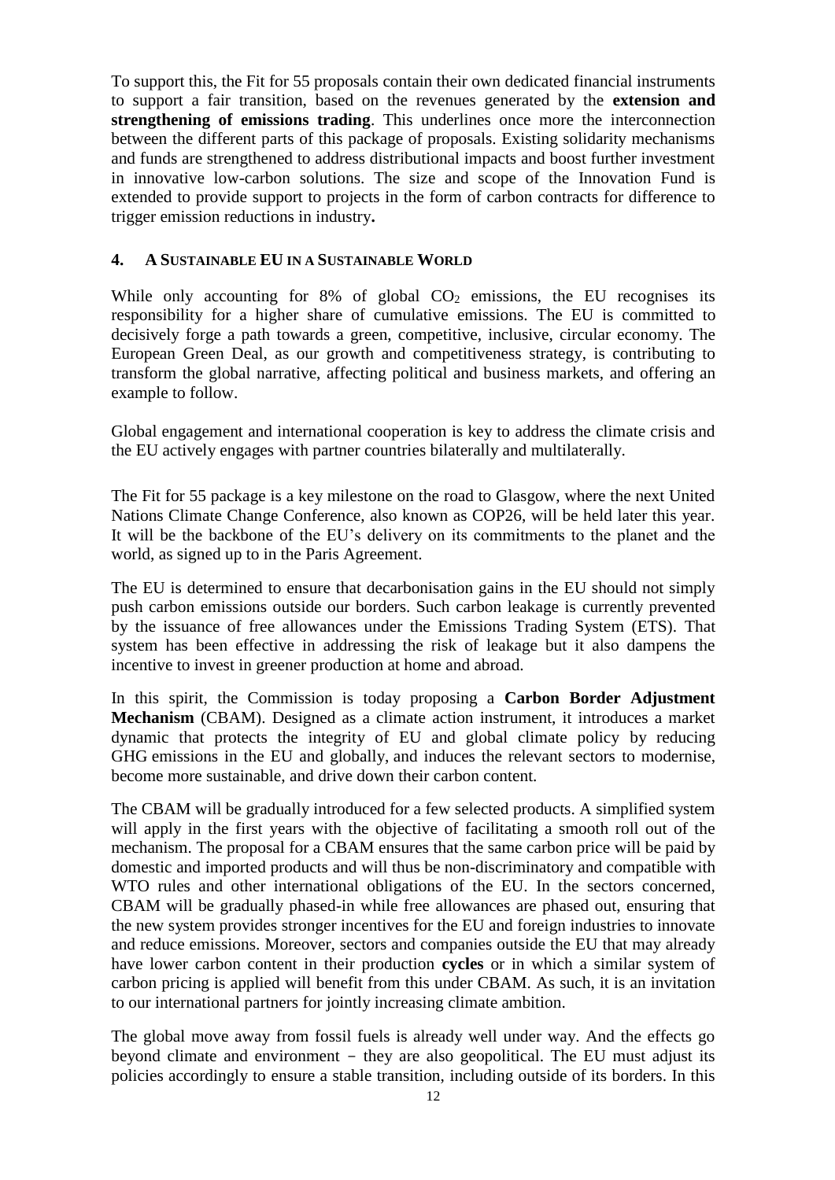To support this, the Fit for 55 proposals contain their own dedicated financial instruments to support a fair transition, based on the revenues generated by the **extension and strengthening of emissions trading**. This underlines once more the interconnection between the different parts of this package of proposals. Existing solidarity mechanisms and funds are strengthened to address distributional impacts and boost further investment in innovative low-carbon solutions. The size and scope of the Innovation Fund is extended to provide support to projects in the form of carbon contracts for difference to trigger emission reductions in industry**.**

## 4. A SUSTAINABLE EU IN A SUSTAINABLE WORLD

While only accounting for 8% of global $CO_2$ emissions, the EU recognises its responsibility for a higher share of cumulative emissions. The EU is committed to decisively forge a path towards a green, competitive, inclusive, circular economy. The European Green Deal, as our growth and competitiveness strategy, is contributing to transform the global narrative, affecting political and business markets, and offering an example to follow.

Global engagement and international cooperation is key to address the climate crisis and the EU actively engages with partner countries bilaterally and multilaterally.

The Fit for 55 package is a key milestone on the road to Glasgow, where the next United Nations Climate Change Conference, also known as COP26, will be held later this year. It will be the backbone of the EU's delivery on its commitments to the planet and the world, as signed up to in the Paris Agreement.

The EU is determined to ensure that decarbonisation gains in the EU should not simply push carbon emissions outside our borders. Such carbon leakage is currently prevented by the issuance of free allowances under the Emissions Trading System (ETS). That system has been effective in addressing the risk of leakage but it also dampens the incentive to invest in greener production at home and abroad.

In this spirit, the Commission is today proposing a **Carbon Border Adjustment Mechanism** (CBAM). Designed as a climate action instrument, it introduces a market dynamic that protects the integrity of EU and global climate policy by reducing GHG emissions in the EU and globally, and induces the relevant sectors to modernise, become more sustainable, and drive down their carbon content.

The CBAM will be gradually introduced for a few selected products. A simplified system will apply in the first years with the objective of facilitating a smooth roll out of the mechanism. The proposal for a CBAM ensures that the same carbon price will be paid by domestic and imported products and will thus be non-discriminatory and compatible with WTO rules and other international obligations of the EU. In the sectors concerned, CBAM will be gradually phased-in while free allowances are phased out, ensuring that the new system provides stronger incentives for the EU and foreign industries to innovate and reduce emissions. Moreover, sectors and companies outside the EU that may already have lower carbon content in their production **cycles** or in which a similar system of carbon pricing is applied will benefit from this under CBAM. As such, it is an invitation to our international partners for jointly increasing climate ambition.

The global move away from fossil fuels is already well under way. And the effects go beyond climate and environment – they are also geopolitical. The EU must adjust its policies accordingly to ensure a stable transition, including outside of its borders. In this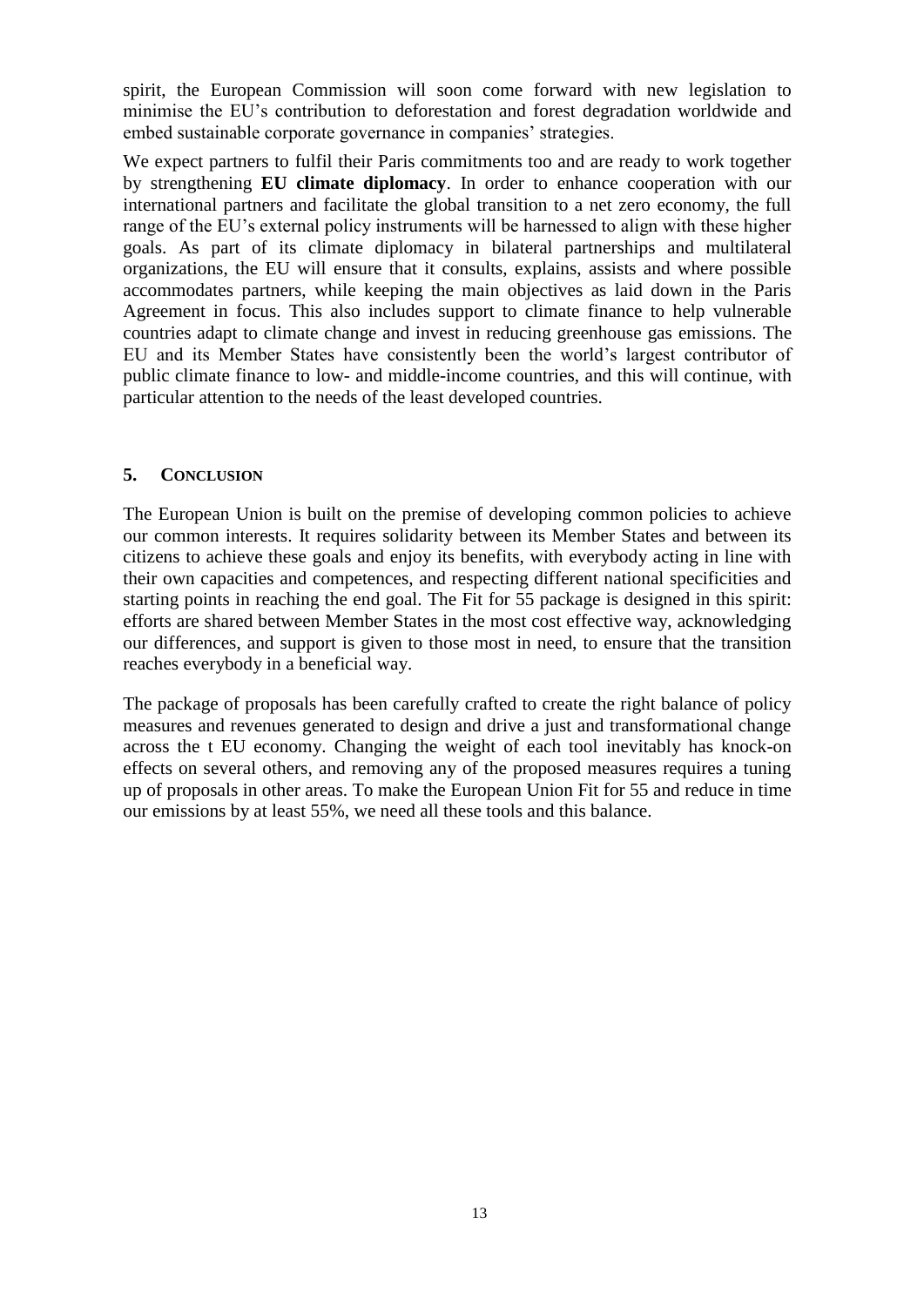spirit, the European Commission will soon come forward with new legislation to minimise the EU's contribution to deforestation and forest degradation worldwide and embed sustainable corporate governance in companies' strategies.

We expect partners to fulfil their Paris commitments too and are ready to work together by strengthening **EU climate diplomacy**. In order to enhance cooperation with our international partners and facilitate the global transition to a net zero economy, the full range of the EU's external policy instruments will be harnessed to align with these higher goals. As part of its climate diplomacy in bilateral partnerships and multilateral organizations, the EU will ensure that it consults, explains, assists and where possible accommodates partners, while keeping the main objectives as laid down in the Paris Agreement in focus. This also includes support to climate finance to help vulnerable countries adapt to climate change and invest in reducing greenhouse gas emissions. The EU and its Member States have consistently been the world's largest contributor of public climate finance to low- and middle-income countries, and this will continue, with particular attention to the needs of the least developed countries.

## 5. CONCLUSION

The European Union is built on the premise of developing common policies to achieve our common interests. It requires solidarity between its Member States and between its citizens to achieve these goals and enjoy its benefits, with everybody acting in line with their own capacities and competences, and respecting different national specificities and starting points in reaching the end goal. The Fit for 55 package is designed in this spirit: efforts are shared between Member States in the most cost effective way, acknowledging our differences, and support is given to those most in need, to ensure that the transition reaches everybody in a beneficial way.

The package of proposals has been carefully crafted to create the right balance of policy measures and revenues generated to design and drive a just and transformational change across the t EU economy. Changing the weight of each tool inevitably has knock-on effects on several others, and removing any of the proposed measures requires a tuning up of proposals in other areas. To make the European Union Fit for 55 and reduce in time our emissions by at least 55%, we need all these tools and this balance.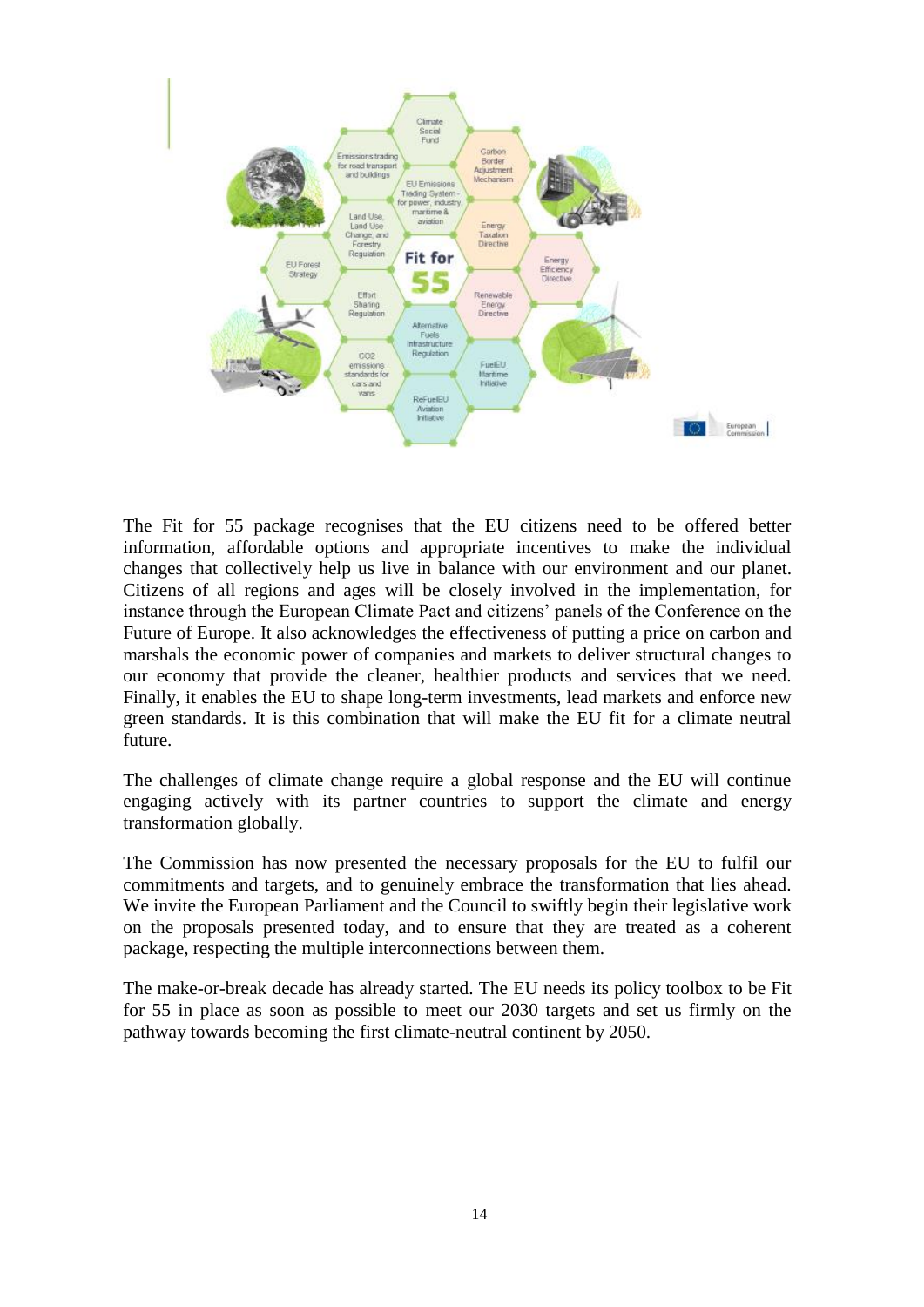Climate Social Fund

Emissions trading for road transport and buildings

Carbon Border Adjustment Mechanism

EU Emissions Trading System - for power, industry, maritime & aviation

Land Use, Land Use Change, and Forestry Regulation

Energy Taxation Directive

EU Forest Strategy

Fit for 55

Energy Efficiency Directive

Effort Sharing Regulation

Renewable Energy Directive

Alternative Fuels Infrastructure Regulation

$CO_2$ emissions standards for cars and vans

FuelEU Maritime Initiative

ReFuelEU Aviation Initiative

European Commission

The Fit for 55 package recognises that the EU citizens need to be offered better information, affordable options and appropriate incentives to make the individual changes that collectively help us live in balance with our environment and our planet. Citizens of all regions and ages will be closely involved in the implementation, for instance through the European Climate Pact and citizens' panels of the Conference on the Future of Europe. It also acknowledges the effectiveness of putting a price on carbon and marshals the economic power of companies and markets to deliver structural changes to our economy that provide the cleaner, healthier products and services that we need. Finally, it enables the EU to shape long-term investments, lead markets and enforce new green standards. It is this combination that will make the EU fit for a climate neutral future.

The challenges of climate change require a global response and the EU will continue engaging actively with its partner countries to support the climate and energy transformation globally.

The Commission has now presented the necessary proposals for the EU to fulfil our commitments and targets, and to genuinely embrace the transformation that lies ahead. We invite the European Parliament and the Council to swiftly begin their legislative work on the proposals presented today, and to ensure that they are treated as a coherent package, respecting the multiple interconnections between them.

The make-or-break decade has already started. The EU needs its policy toolbox to be Fit for 55 in place as soon as possible to meet our 2030 targets and set us firmly on the pathway towards becoming the first climate-neutral continent by 2050.